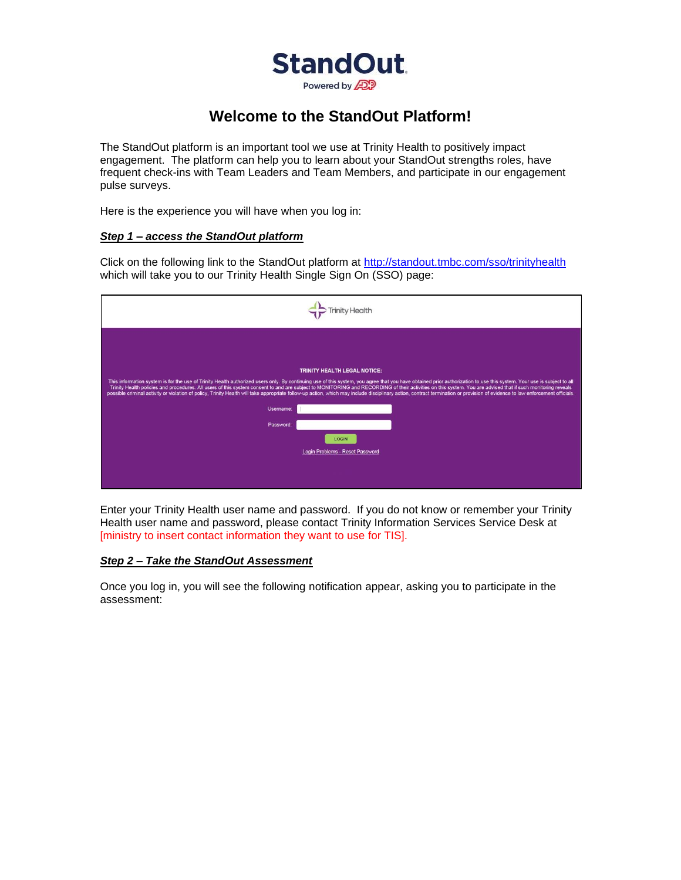StandOut
Powered by ADP

# Welcome to the StandOut Platform!

The StandOut platform is an important tool we use at Trinity Health to positively impact engagement. The platform can help you to learn about your StandOut strengths roles, have frequent check-ins with Team Leaders and Team Members, and participate in our engagement pulse surveys.

Here is the experience you will have when you log in:

***Step 1 – access the StandOut platform***

Click on the following link to the StandOut platform at http://standout.tmbc.com/sso/trinityhealth which will take you to our Trinity Health Single Sign On (SSO) page:

Trinity Health

TRINITY HEALTH LEGAL NOTICE:

This information system is for the use of Trinity Health authorized users only. By continuing use of this system, you agree that you have obtained prior authorization to use this system. Your use is subject to all Trinity Health policies and procedures. All users of this system consent to and are subject to MONITORING and RECORDING of their activities on this system. You are advised that if such monitoring reveals possible criminal activity or violation of policy, Trinity Health will take appropriate follow-up action, which may include disciplinary action, contract termination or provision of evidence to law enforcement officials.

Username:

Password:

LOGIN

Login Problems - Reset Password

Enter your Trinity Health user name and password. If you do not know or remember your Trinity Health user name and password, please contact Trinity Information Services Service Desk at [ministry to insert contact information they want to use for TIS].

***Step 2 – Take the StandOut Assessment***

Once you log in, you will see the following notification appear, asking you to participate in the assessment: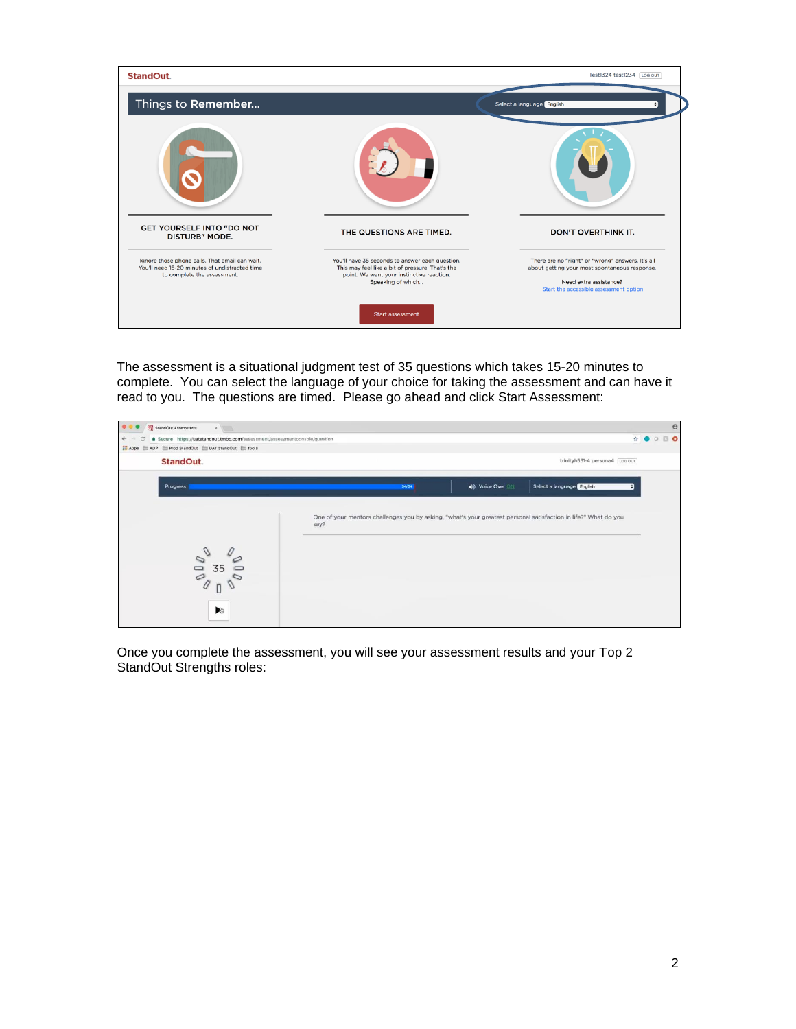StandOut. Test1324 test1234 LOG OUT

Things to Remember... Select a language English

GET YOURSELF INTO "DO NOT DISTURB" MODE.

Ignore those phone calls. That email can wait. You'll need 15-20 minutes of undistracted time to complete the assessment.

THE QUESTIONS ARE TIMED.

You'll have 35 seconds to answer each question. This may feel like a bit of pressure. That's the point. We want your instinctive reaction. Speaking of which...

DON'T OVERTHINK IT.

There are no "right" or "wrong" answers. It's all about getting your most spontaneous response.

Need extra assistance?
Start the accessible assessment option

Start assessment

The assessment is a situational judgment test of 35 questions which takes 15-20 minutes to complete. You can select the language of your choice for taking the assessment and can have it read to you. The questions are timed. Please go ahead and click Start Assessment:

StandOut. trinityh551-4 persona4 LOG OUT

Progress 34/34 Voice Over ON Select a language English

One of your mentors challenges you by asking, "what's your greatest personal satisfaction in life?" What do you say?

35

Once you complete the assessment, you will see your assessment results and your Top 2 StandOut Strengths roles: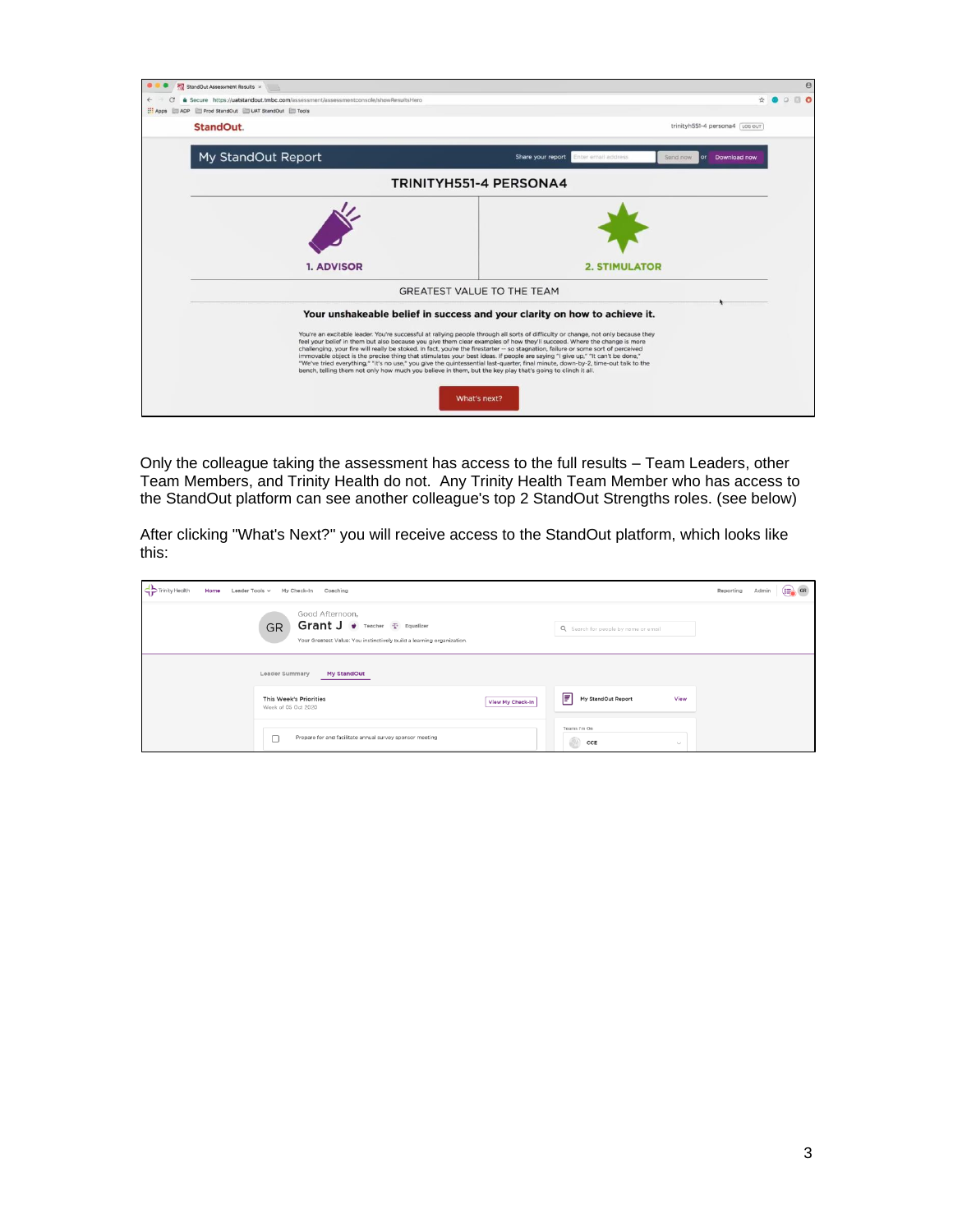Only the colleague taking the assessment has access to the full results – Team Leaders, other Team Members, and Trinity Health do not. Any Trinity Health Team Member who has access to the StandOut platform can see another colleague's top 2 StandOut Strengths roles. (see below)

After clicking "What's Next?" you will receive access to the StandOut platform, which looks like this: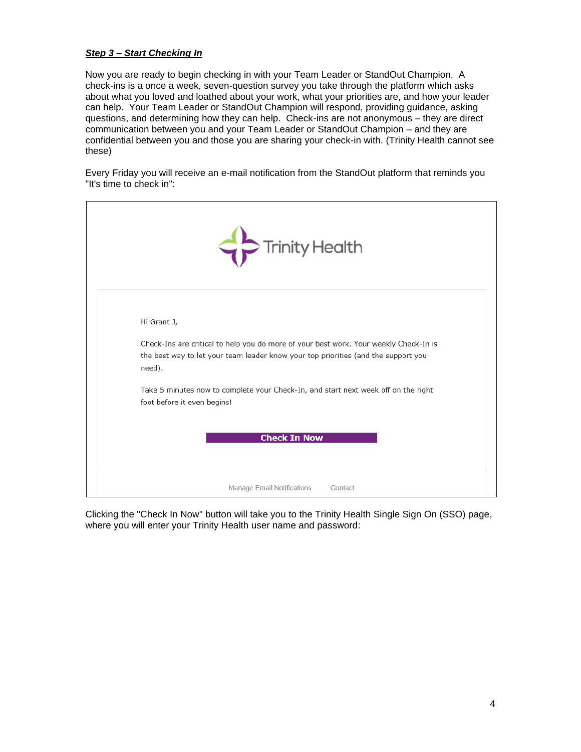***Step 3 – Start Checking In***

Now you are ready to begin checking in with your Team Leader or StandOut Champion. A check-ins is a once a week, seven-question survey you take through the platform which asks about what you loved and loathed about your work, what your priorities are, and how your leader can help. Your Team Leader or StandOut Champion will respond, providing guidance, asking questions, and determining how they can help. Check-ins are not anonymous – they are direct communication between you and your Team Leader or StandOut Champion – and they are confidential between you and those you are sharing your check-in with. (Trinity Health cannot see these)

Every Friday you will receive an e-mail notification from the StandOut platform that reminds you "It's time to check in":

Trinity Health

Hi Grant J,

Check-Ins are critical to help you do more of your best work. Your weekly Check-In is the best way to let your team leader know your top priorities (and the support you need).

Take 5 minutes now to complete your Check-In, and start next week off on the right foot before it even begins!

**Check In Now**

Manage Email Notifications    Contact

Clicking the "Check In Now" button will take you to the Trinity Health Single Sign On (SSO) page, where you will enter your Trinity Health user name and password: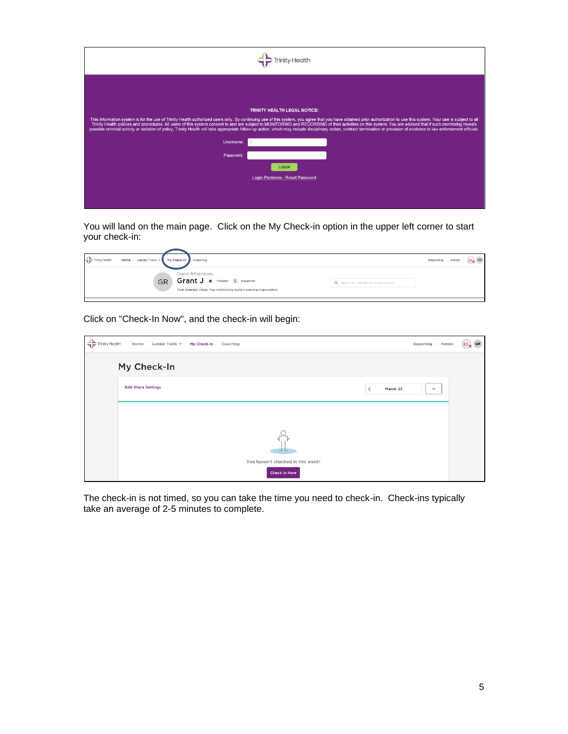You will land on the main page. Click on the My Check-in option in the upper left corner to start your check-in:

Click on "Check-In Now", and the check-in will begin:

The check-in is not timed, so you can take the time you need to check-in. Check-ins typically take an average of 2-5 minutes to complete.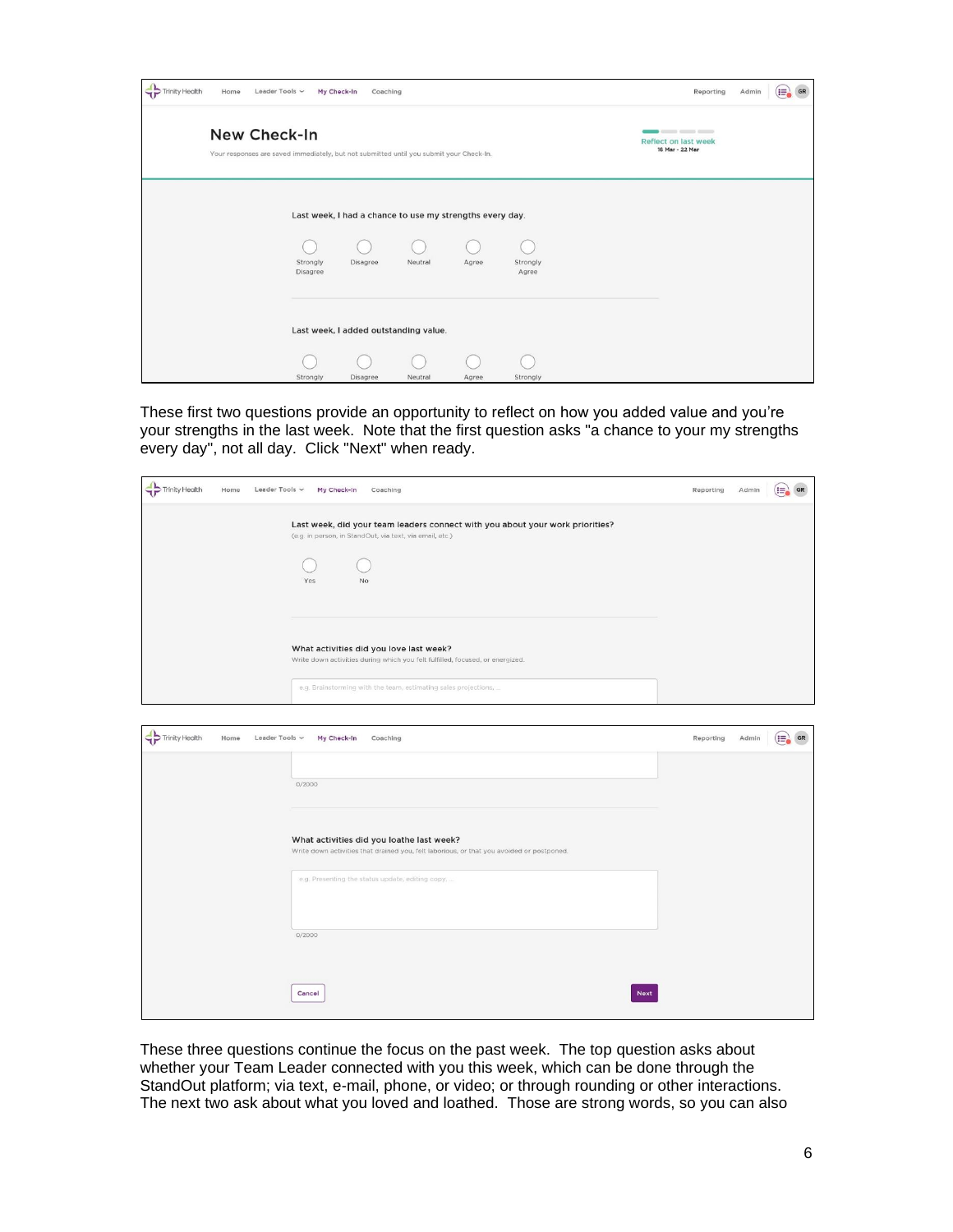**New Check-In**

Your responses are saved immediately, but not submitted until you submit your Check-In.

Reflect on last week
16 Mar - 22 Mar

Last week, I had a chance to use my strengths every day.

Strongly Disagree | Disagree | Neutral | Agree | Strongly Agree

Last week, I added outstanding value.

Strongly | Disagree | Neutral | Agree | Strongly

These first two questions provide an opportunity to reflect on how you added value and you're your strengths in the last week. Note that the first question asks "a chance to your my strengths every day", not all day. Click "Next" when ready.

Last week, did your team leaders connect with you about your work priorities?
(e.g. in person, in StandOut, via text, via email, etc.)

Yes | No

What activities did you love last week?
Write down activities during which you felt fulfilled, focused, or energized.

e.g. Brainstorming with the team, estimating sales projections, ...

0/2000

What activities did you loathe last week?
Write down activities that drained you, felt laborious, or that you avoided or postponed.

e.g. Presenting the status update, editing copy, ...

0/2000

Cancel | Next

These three questions continue the focus on the past week. The top question asks about whether your Team Leader connected with you this week, which can be done through the StandOut platform; via text, e-mail, phone, or video; or through rounding or other interactions. The next two ask about what you loved and loathed. Those are strong words, so you can also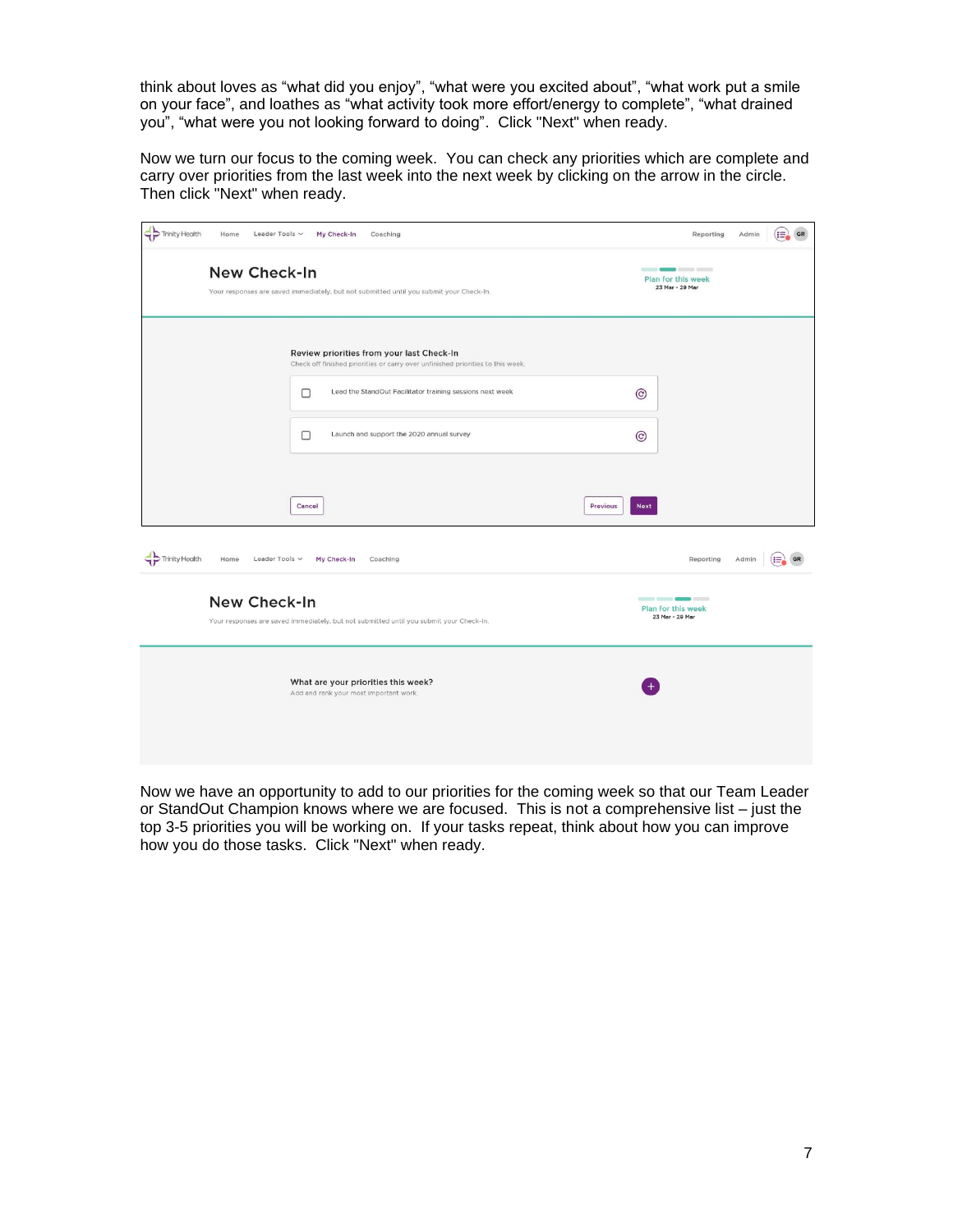think about loves as "what did you enjoy", "what were you excited about", "what work put a smile on your face", and loathes as "what activity took more effort/energy to complete", "what drained you", "what were you not looking forward to doing". Click "Next" when ready.

Now we turn our focus to the coming week. You can check any priorities which are complete and carry over priorities from the last week into the next week by clicking on the arrow in the circle. Then click "Next" when ready.

Trinity Health | Home | Leader Tools | My Check-In | Coaching | Reporting | Admin | GR

## New Check-In

Your responses are saved immediately, but not submitted until you submit your Check-In.

Plan for this week
23 Mar - 29 Mar

**Review priorities from your last Check-In**

Check off finished priorities or carry over unfinished priorities to this week.

- [ ] Lead the StandOut Facilitator training sessions next week
- [ ] Launch and support the 2020 annual survey

Cancel | Previous | Next

Trinity Health | Home | Leader Tools | My Check-In | Coaching | Reporting | Admin | GR

## New Check-In

Your responses are saved immediately, but not submitted until you submit your Check-In.

Plan for this week
23 Mar - 29 Mar

**What are your priorities this week?**

Add and rank your most important work

Now we have an opportunity to add to our priorities for the coming week so that our Team Leader or StandOut Champion knows where we are focused. This is not a comprehensive list – just the top 3-5 priorities you will be working on. If your tasks repeat, think about how you can improve how you do those tasks. Click "Next" when ready.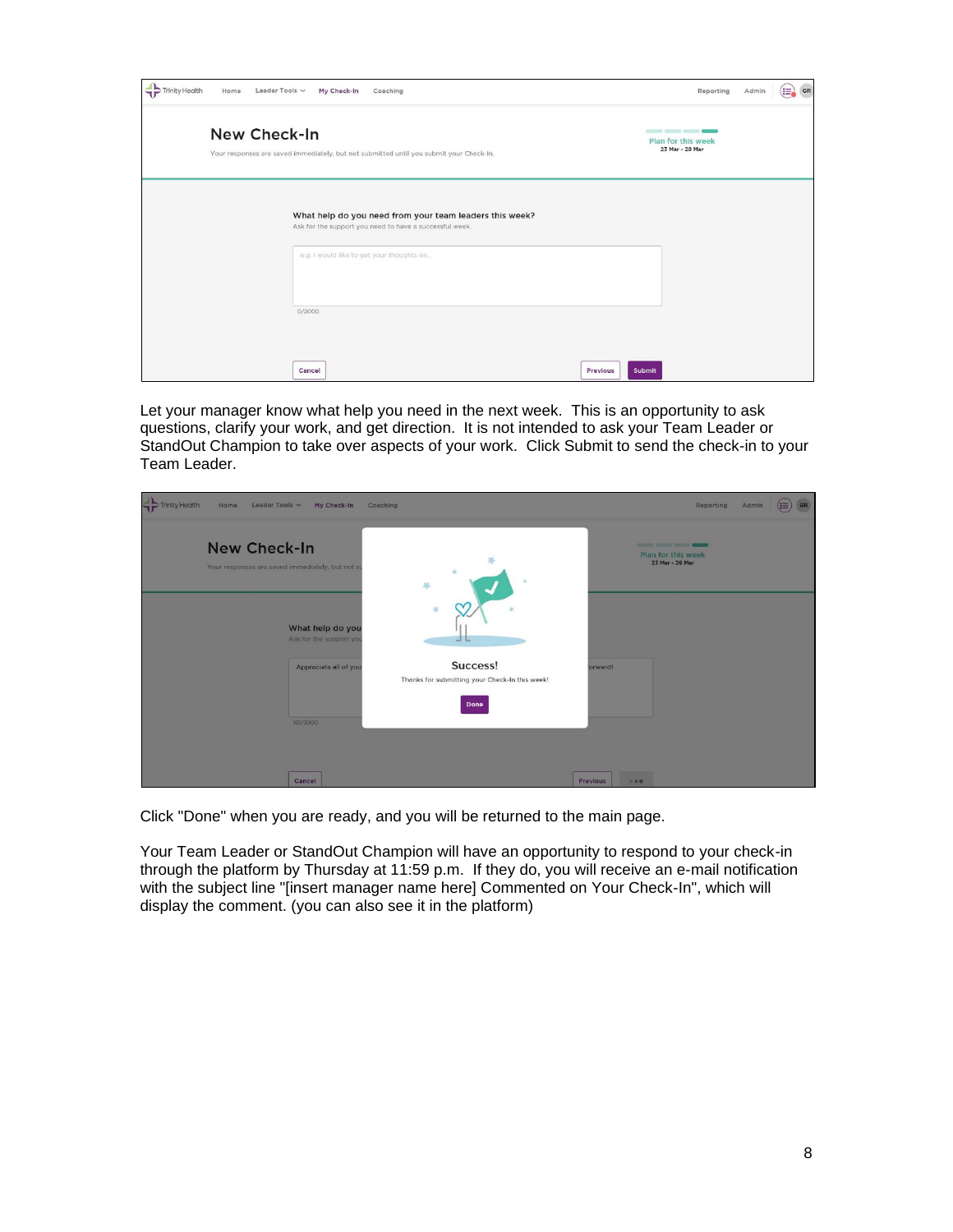Let your manager know what help you need in the next week. This is an opportunity to ask questions, clarify your work, and get direction. It is not intended to ask your Team Leader or StandOut Champion to take over aspects of your work. Click Submit to send the check-in to your Team Leader.

Click "Done" when you are ready, and you will be returned to the main page.

Your Team Leader or StandOut Champion will have an opportunity to respond to your check-in through the platform by Thursday at 11:59 p.m. If they do, you will receive an e-mail notification with the subject line "[insert manager name here] Commented on Your Check-In", which will display the comment. (you can also see it in the platform)